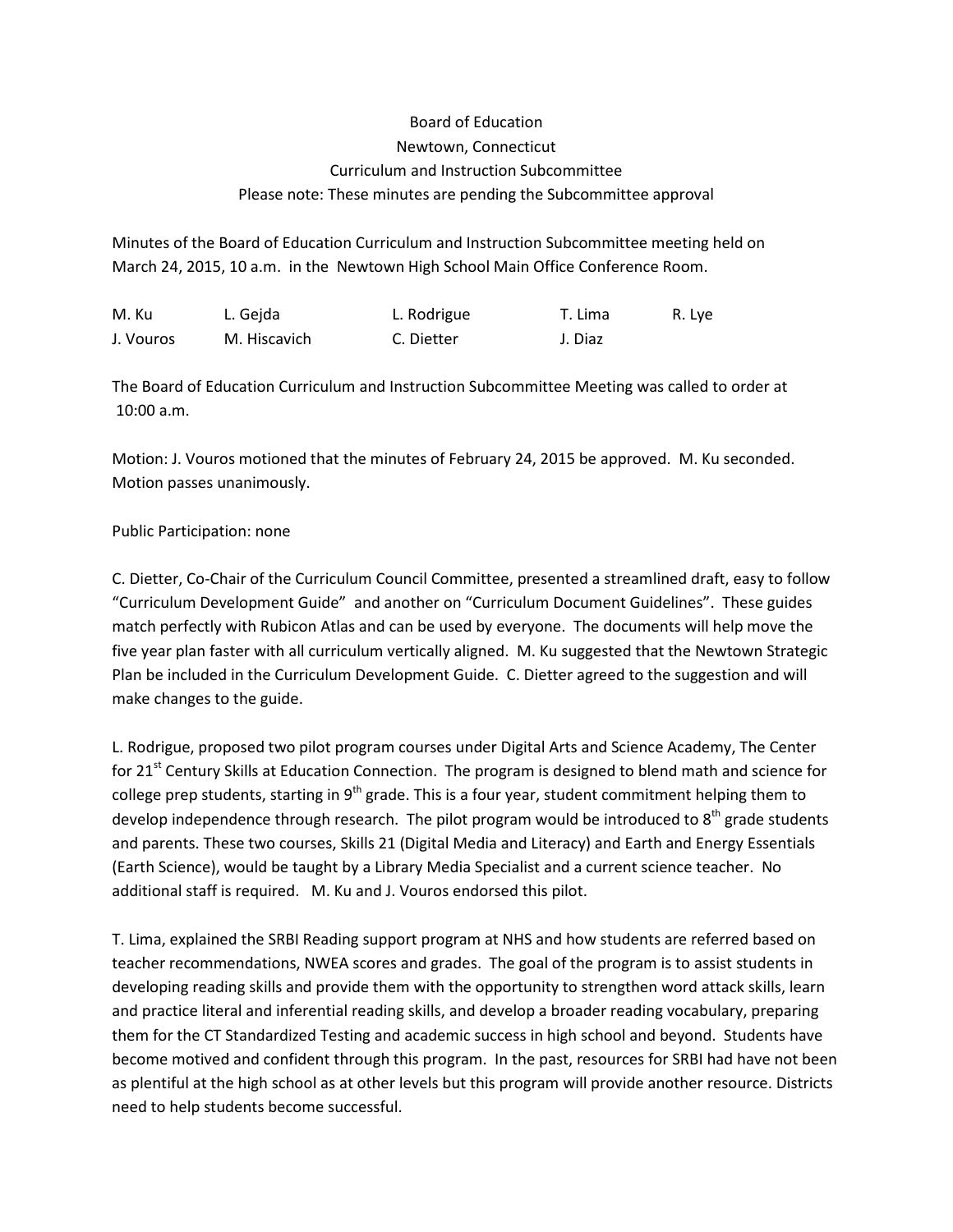Board of Education
Newtown, Connecticut
Curriculum and Instruction Subcommittee
Please note: These minutes are pending the Subcommittee approval

Minutes of the Board of Education Curriculum and Instruction Subcommittee meeting held on March 24, 2015, 10 a.m. in the Newtown High School Main Office Conference Room.

| M. Ku | L. Gejda | L. Rodrigue | T. Lima | R. Lye |
|---|---|---|---|---|
| J. Vouros | M. Hiscavich | C. Dietter | J. Diaz | |

The Board of Education Curriculum and Instruction Subcommittee Meeting was called to order at 10:00 a.m.

Motion: J. Vouros motioned that the minutes of February 24, 2015 be approved. M. Ku seconded. Motion passes unanimously.

Public Participation: none

C. Dietter, Co-Chair of the Curriculum Council Committee, presented a streamlined draft, easy to follow "Curriculum Development Guide" and another on "Curriculum Document Guidelines". These guides match perfectly with Rubicon Atlas and can be used by everyone. The documents will help move the five year plan faster with all curriculum vertically aligned. M. Ku suggested that the Newtown Strategic Plan be included in the Curriculum Development Guide. C. Dietter agreed to the suggestion and will make changes to the guide.

L. Rodrigue, proposed two pilot program courses under Digital Arts and Science Academy, The Center for 21st Century Skills at Education Connection. The program is designed to blend math and science for college prep students, starting in 9th grade. This is a four year, student commitment helping them to develop independence through research. The pilot program would be introduced to 8th grade students and parents. These two courses, Skills 21 (Digital Media and Literacy) and Earth and Energy Essentials (Earth Science), would be taught by a Library Media Specialist and a current science teacher. No additional staff is required. M. Ku and J. Vouros endorsed this pilot.

T. Lima, explained the SRBI Reading support program at NHS and how students are referred based on teacher recommendations, NWEA scores and grades. The goal of the program is to assist students in developing reading skills and provide them with the opportunity to strengthen word attack skills, learn and practice literal and inferential reading skills, and develop a broader reading vocabulary, preparing them for the CT Standardized Testing and academic success in high school and beyond. Students have become motived and confident through this program. In the past, resources for SRBI had have not been as plentiful at the high school as at other levels but this program will provide another resource. Districts need to help students become successful.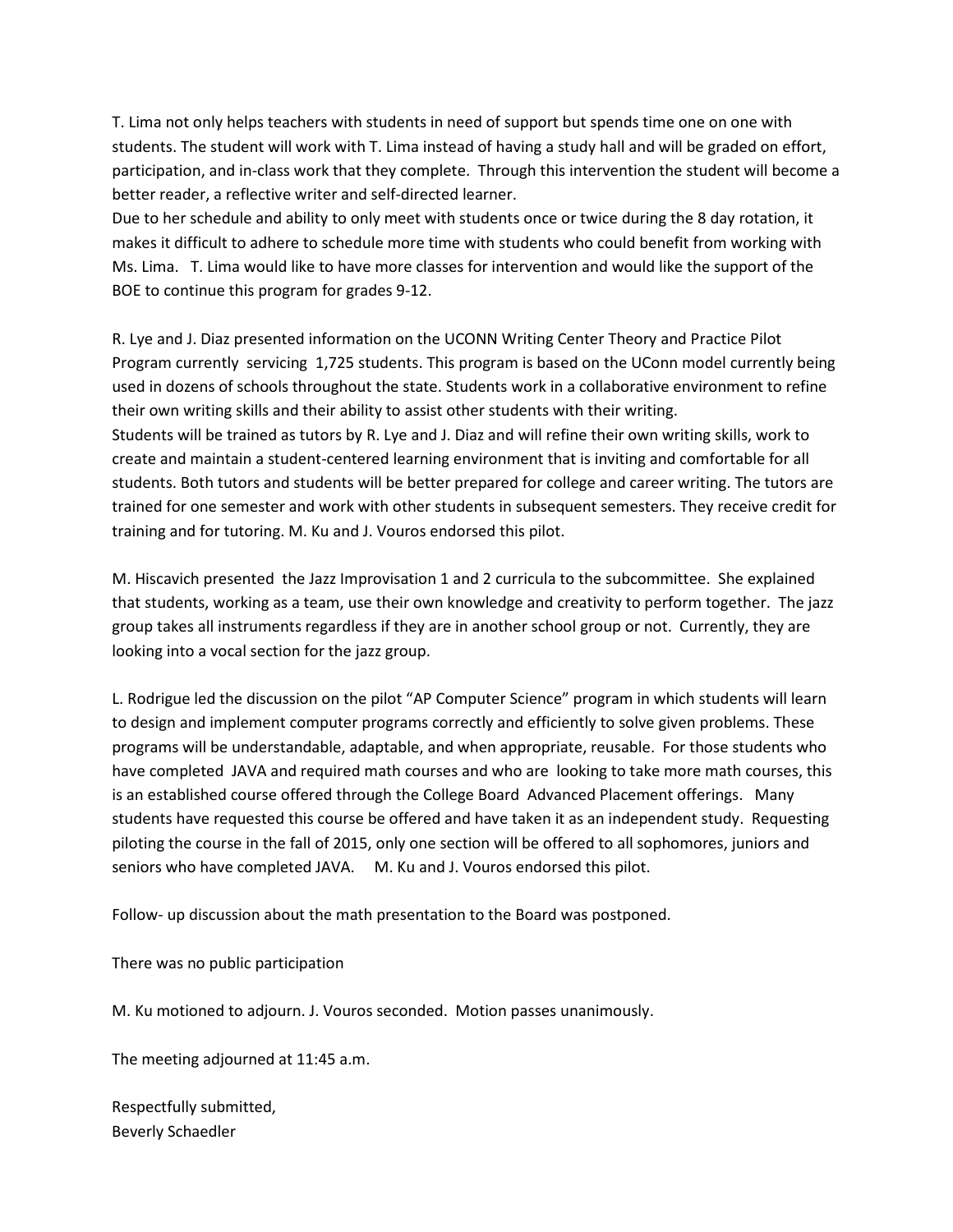T. Lima not only helps teachers with students in need of support but spends time one on one with students. The student will work with T. Lima instead of having a study hall and will be graded on effort, participation, and in-class work that they complete. Through this intervention the student will become a better reader, a reflective writer and self-directed learner.
Due to her schedule and ability to only meet with students once or twice during the 8 day rotation, it makes it difficult to adhere to schedule more time with students who could benefit from working with Ms. Lima. T. Lima would like to have more classes for intervention and would like the support of the BOE to continue this program for grades 9-12.

R. Lye and J. Diaz presented information on the UCONN Writing Center Theory and Practice Pilot Program currently servicing 1,725 students. This program is based on the UConn model currently being used in dozens of schools throughout the state. Students work in a collaborative environment to refine their own writing skills and their ability to assist other students with their writing.
Students will be trained as tutors by R. Lye and J. Diaz and will refine their own writing skills, work to create and maintain a student-centered learning environment that is inviting and comfortable for all students. Both tutors and students will be better prepared for college and career writing. The tutors are trained for one semester and work with other students in subsequent semesters. They receive credit for training and for tutoring. M. Ku and J. Vouros endorsed this pilot.

M. Hiscavich presented the Jazz Improvisation 1 and 2 curricula to the subcommittee. She explained that students, working as a team, use their own knowledge and creativity to perform together. The jazz group takes all instruments regardless if they are in another school group or not. Currently, they are looking into a vocal section for the jazz group.

L. Rodrigue led the discussion on the pilot "AP Computer Science" program in which students will learn to design and implement computer programs correctly and efficiently to solve given problems. These programs will be understandable, adaptable, and when appropriate, reusable. For those students who have completed JAVA and required math courses and who are looking to take more math courses, this is an established course offered through the College Board Advanced Placement offerings. Many students have requested this course be offered and have taken it as an independent study. Requesting piloting the course in the fall of 2015, only one section will be offered to all sophomores, juniors and seniors who have completed JAVA. M. Ku and J. Vouros endorsed this pilot.

Follow- up discussion about the math presentation to the Board was postponed.

There was no public participation

M. Ku motioned to adjourn. J. Vouros seconded. Motion passes unanimously.

The meeting adjourned at 11:45 a.m.

Respectfully submitted,
Beverly Schaedler